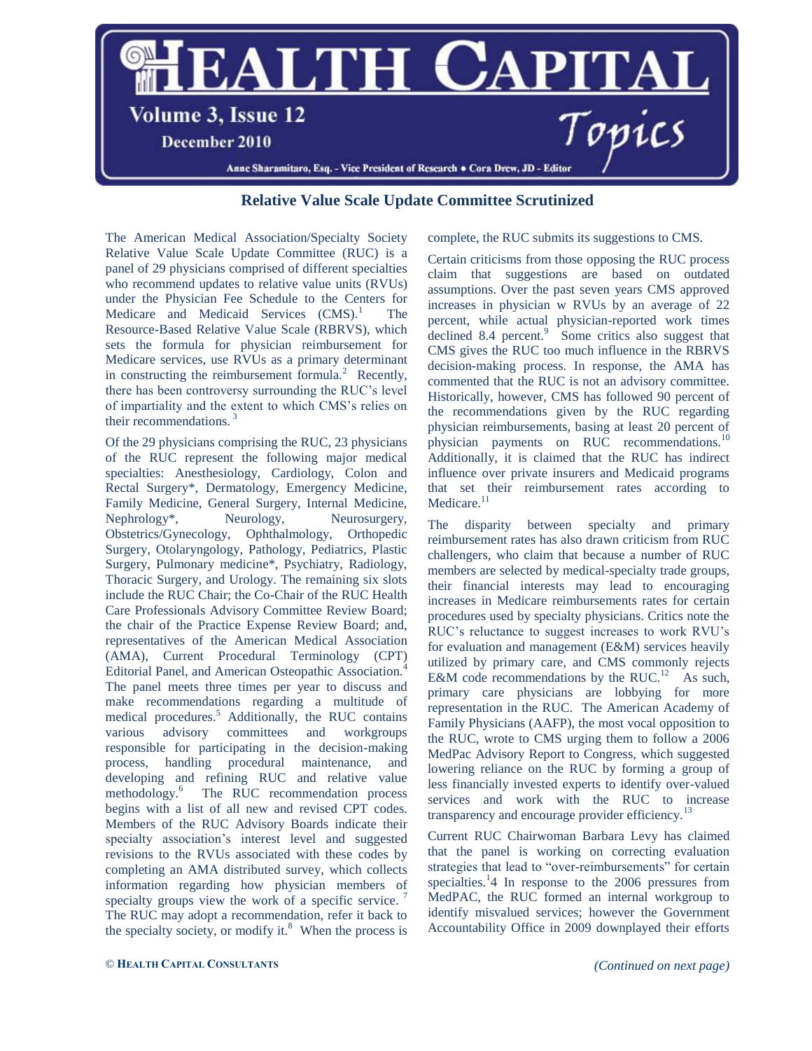# Relative Value Scale Update Committee Scrutinized

The American Medical Association/Specialty Society Relative Value Scale Update Committee (RUC) is a panel of 29 physicians comprised of different specialties who recommend updates to relative value units (RVUs) under the Physician Fee Schedule to the Centers for Medicare and Medicaid Services (CMS).[1] The Resource-Based Relative Value Scale (RBRVS), which sets the formula for physician reimbursement for Medicare services, use RVUs as a primary determinant in constructing the reimbursement formula.[2] Recently, there has been controversy surrounding the RUC's level of impartiality and the extent to which CMS's relies on their recommendations.[3]

Of the 29 physicians comprising the RUC, 23 physicians of the RUC represent the following major medical specialties: Anesthesiology, Cardiology, Colon and Rectal Surgery*, Dermatology, Emergency Medicine, Family Medicine, General Surgery, Internal Medicine, Nephrology*, Neurology, Neurosurgery, Obstetrics/Gynecology, Ophthalmology, Orthopedic Surgery, Otolaryngology, Pathology, Pediatrics, Plastic Surgery, Pulmonary medicine*, Psychiatry, Radiology, Thoracic Surgery, and Urology. The remaining six slots include the RUC Chair; the Co-Chair of the RUC Health Care Professionals Advisory Committee Review Board; the chair of the Practice Expense Review Board; and, representatives of the American Medical Association (AMA), Current Procedural Terminology (CPT) Editorial Panel, and American Osteopathic Association.[4] The panel meets three times per year to discuss and make recommendations regarding a multitude of medical procedures.[5] Additionally, the RUC contains various advisory committees and workgroups responsible for participating in the decision-making process, handling procedural maintenance, and developing and refining RUC and relative value methodology.[6] The RUC recommendation process begins with a list of all new and revised CPT codes. Members of the RUC Advisory Boards indicate their specialty association's interest level and suggested revisions to the RVUs associated with these codes by completing an AMA distributed survey, which collects information regarding how physician members of specialty groups view the work of a specific service.[7] The RUC may adopt a recommendation, refer it back to the specialty society, or modify it.[8] When the process is complete, the RUC submits its suggestions to CMS.

Certain criticisms from those opposing the RUC process claim that suggestions are based on outdated assumptions. Over the past seven years CMS approved increases in physician w RVUs by an average of 22 percent, while actual physician-reported work times declined 8.4 percent.[9] Some critics also suggest that CMS gives the RUC too much influence in the RBRVS decision-making process. In response, the AMA has commented that the RUC is not an advisory committee. Historically, however, CMS has followed 90 percent of the recommendations given by the RUC regarding physician reimbursements, basing at least 20 percent of physician payments on RUC recommendations.[10] Additionally, it is claimed that the RUC has indirect influence over private insurers and Medicaid programs that set their reimbursement rates according to Medicare.[11]

The disparity between specialty and primary reimbursement rates has also drawn criticism from RUC challengers, who claim that because a number of RUC members are selected by medical-specialty trade groups, their financial interests may lead to encouraging increases in Medicare reimbursements rates for certain procedures used by specialty physicians. Critics note the RUC's reluctance to suggest increases to work RVU's for evaluation and management (E&M) services heavily utilized by primary care, and CMS commonly rejects E&M code recommendations by the RUC.[12] As such, primary care physicians are lobbying for more representation in the RUC. The American Academy of Family Physicians (AAFP), the most vocal opposition to the RUC, wrote to CMS urging them to follow a 2006 MedPac Advisory Report to Congress, which suggested lowering reliance on the RUC by forming a group of less financially invested experts to identify over-valued services and work with the RUC to increase transparency and encourage provider efficiency.[13]

Current RUC Chairwoman Barbara Levy has claimed that the panel is working on correcting evaluation strategies that lead to "over-reimbursements" for certain specialties.[1]4 In response to the 2006 pressures from MedPAC, the RUC formed an internal workgroup to identify misvalued services; however the Government Accountability Office in 2009 downplayed their efforts

*(Continued on next page)*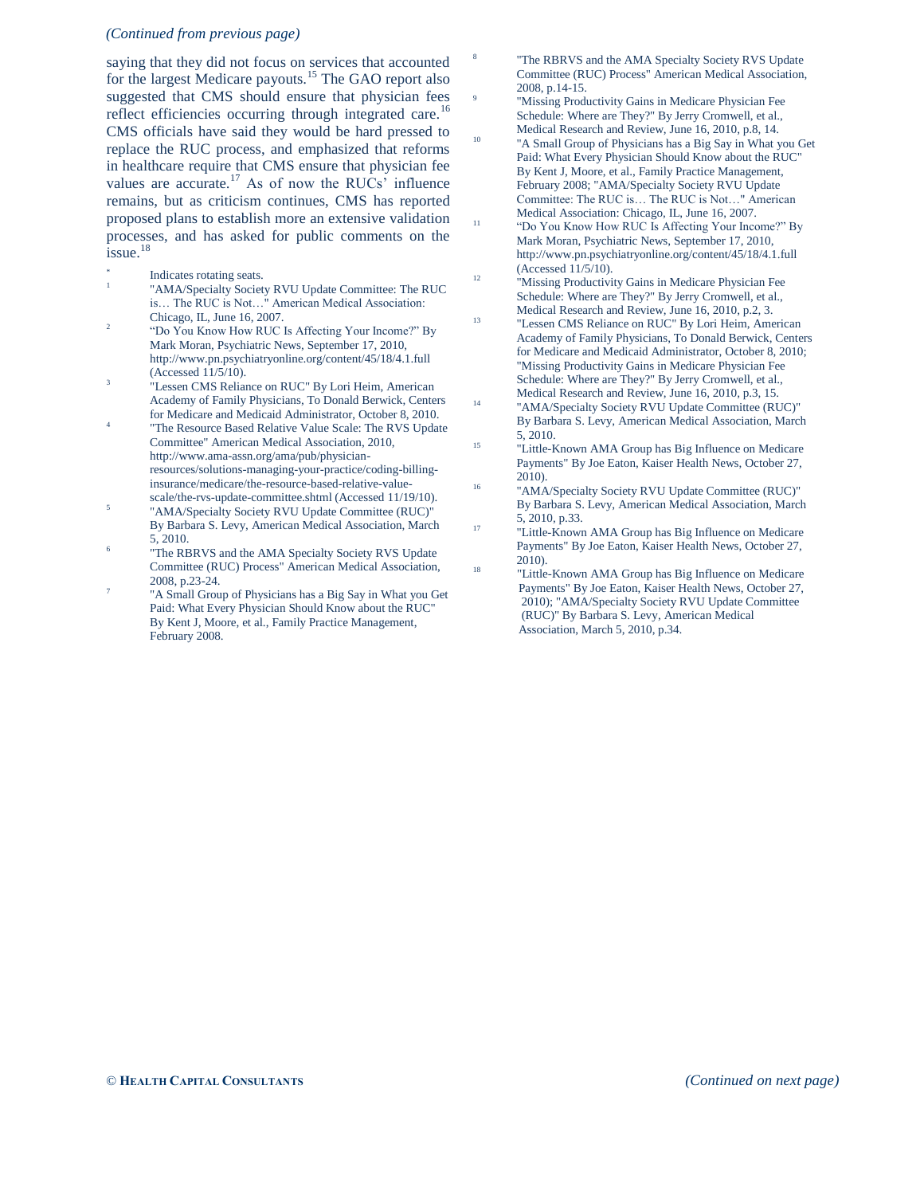*(Continued from previous page)*

saying that they did not focus on services that accounted for the largest Medicare payouts.[15] The GAO report also suggested that CMS should ensure that physician fees reflect efficiencies occurring through integrated care.[16] CMS officials have said they would be hard pressed to replace the RUC process, and emphasized that reforms in healthcare require that CMS ensure that physician fee values are accurate.[17] As of now the RUCs' influence remains, but as criticism continues, CMS has reported proposed plans to establish more an extensive validation processes, and has asked for public comments on the issue.[18]

[*] Indicates rotating seats.

1. "AMA/Specialty Society RVU Update Committee: The RUC is… The RUC is Not…" American Medical Association: Chicago, IL, June 16, 2007.
2. "Do You Know How RUC Is Affecting Your Income?" By Mark Moran, Psychiatric News, September 17, 2010, http://www.pn.psychiatryonline.org/content/45/18/4.1.full (Accessed 11/5/10).
3. "Lessen CMS Reliance on RUC" By Lori Heim, American Academy of Family Physicians, To Donald Berwick, Centers for Medicare and Medicaid Administrator, October 8, 2010.
4. "The Resource Based Relative Value Scale: The RVS Update Committee" American Medical Association, 2010, http://www.ama-assn.org/ama/pub/physician-resources/solutions-managing-your-practice/coding-billing-insurance/medicare/the-resource-based-relative-value-scale/the-rvs-update-committee.shtml (Accessed 11/19/10).
5. "AMA/Specialty Society RVU Update Committee (RUC)" By Barbara S. Levy, American Medical Association, March 5, 2010.
6. "The RBRVS and the AMA Specialty Society RVS Update Committee (RUC) Process" American Medical Association, 2008, p.23-24.
7. "A Small Group of Physicians has a Big Say in What you Get Paid: What Every Physician Should Know about the RUC" By Kent J, Moore, et al., Family Practice Management, February 2008.
8. "The RBRVS and the AMA Specialty Society RVS Update Committee (RUC) Process" American Medical Association, 2008, p.14-15.
9. "Missing Productivity Gains in Medicare Physician Fee Schedule: Where are They?" By Jerry Cromwell, et al., Medical Research and Review, June 16, 2010, p.8, 14.
10. "A Small Group of Physicians has a Big Say in What you Get Paid: What Every Physician Should Know about the RUC" By Kent J, Moore, et al., Family Practice Management, February 2008; "AMA/Specialty Society RVU Update Committee: The RUC is… The RUC is Not…" American Medical Association: Chicago, IL, June 16, 2007.
11. "Do You Know How RUC Is Affecting Your Income?" By Mark Moran, Psychiatric News, September 17, 2010, http://www.pn.psychiatryonline.org/content/45/18/4.1.full (Accessed 11/5/10).
12. "Missing Productivity Gains in Medicare Physician Fee Schedule: Where are They?" By Jerry Cromwell, et al., Medical Research and Review, June 16, 2010, p.2, 3.
13. "Lessen CMS Reliance on RUC" By Lori Heim, American Academy of Family Physicians, To Donald Berwick, Centers for Medicare and Medicaid Administrator, October 8, 2010; "Missing Productivity Gains in Medicare Physician Fee Schedule: Where are They?" By Jerry Cromwell, et al., Medical Research and Review, June 16, 2010, p.3, 15.
14. "AMA/Specialty Society RVU Update Committee (RUC)" By Barbara S. Levy, American Medical Association, March 5, 2010.
15. "Little-Known AMA Group has Big Influence on Medicare Payments" By Joe Eaton, Kaiser Health News, October 27, 2010).
16. "AMA/Specialty Society RVU Update Committee (RUC)" By Barbara S. Levy, American Medical Association, March 5, 2010, p.33.
17. "Little-Known AMA Group has Big Influence on Medicare Payments" By Joe Eaton, Kaiser Health News, October 27, 2010).
18. "Little-Known AMA Group has Big Influence on Medicare Payments" By Joe Eaton, Kaiser Health News, October 27, 2010); "AMA/Specialty Society RVU Update Committee (RUC)" By Barbara S. Levy, American Medical Association, March 5, 2010, p.34.

*(Continued on next page)*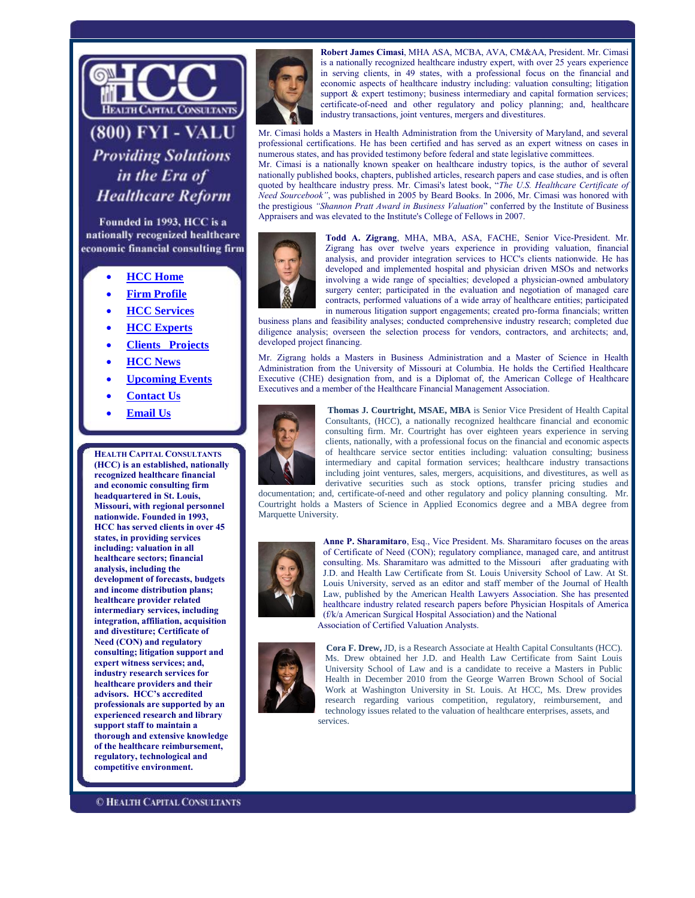**HCC**
**HEALTH CAPITAL CONSULTANTS**

**(800) FYI - VALU**

***Providing Solutions in the Era of Healthcare Reform***

**Founded in 1993, HCC is a nationally recognized healthcare economic financial consulting firm**

- **HCC Home**
- **Firm Profile**
- **HCC Services**
- **HCC Experts**
- **Clients Projects**
- **HCC News**
- **Upcoming Events**
- **Contact Us**
- **Email Us**

**HEALTH CAPITAL CONSULTANTS (HCC) is an established, nationally recognized healthcare financial and economic consulting firm headquartered in St. Louis, Missouri, with regional personnel nationwide. Founded in 1993, HCC has served clients in over 45 states, in providing services including: valuation in all healthcare sectors; financial analysis, including the development of forecasts, budgets and income distribution plans; healthcare provider related intermediary services, including integration, affiliation, acquisition and divestiture; Certificate of Need (CON) and regulatory consulting; litigation support and expert witness services; and, industry research services for healthcare providers and their advisors. HCC's accredited professionals are supported by an experienced research and library support staff to maintain a thorough and extensive knowledge of the healthcare reimbursement, regulatory, technological and competitive environment.**

**Robert James Cimasi**, MHA ASA, MCBA, AVA, CM&AA, President. Mr. Cimasi is a nationally recognized healthcare industry expert, with over 25 years experience in serving clients, in 49 states, with a professional focus on the financial and economic aspects of healthcare industry including: valuation consulting; litigation support & expert testimony; business intermediary and capital formation services; certificate-of-need and other regulatory and policy planning; and, healthcare industry transactions, joint ventures, mergers and divestitures.

Mr. Cimasi holds a Masters in Health Administration from the University of Maryland, and several professional certifications. He has been certified and has served as an expert witness on cases in numerous states, and has provided testimony before federal and state legislative committees. Mr. Cimasi is a nationally known speaker on healthcare industry topics, is the author of several nationally published books, chapters, published articles, research papers and case studies, and is often quoted by healthcare industry press. Mr. Cimasi's latest book, "*The U.S. Healthcare Certificate of Need Sourcebook"*, was published in 2005 by Beard Books. In 2006, Mr. Cimasi was honored with the prestigious *"Shannon Pratt Award in Business Valuation*" conferred by the Institute of Business Appraisers and was elevated to the Institute's College of Fellows in 2007.

**Todd A. Zigrang**, MHA, MBA, ASA, FACHE, Senior Vice-President. Mr. Zigrang has over twelve years experience in providing valuation, financial analysis, and provider integration services to HCC's clients nationwide. He has developed and implemented hospital and physician driven MSOs and networks involving a wide range of specialties; developed a physician-owned ambulatory surgery center; participated in the evaluation and negotiation of managed care contracts, performed valuations of a wide array of healthcare entities; participated in numerous litigation support engagements; created pro-forma financials; written business plans and feasibility analyses; conducted comprehensive industry research; completed due diligence analysis; overseen the selection process for vendors, contractors, and architects; and, developed project financing.

Mr. Zigrang holds a Masters in Business Administration and a Master of Science in Health Administration from the University of Missouri at Columbia. He holds the Certified Healthcare Executive (CHE) designation from, and is a Diplomat of, the American College of Healthcare Executives and a member of the Healthcare Financial Management Association.

**Thomas J. Courtright, MSAE, MBA** is Senior Vice President of Health Capital Consultants, (HCC), a nationally recognized healthcare financial and economic consulting firm. Mr. Courtright has over eighteen years experience in serving clients, nationally, with a professional focus on the financial and economic aspects of healthcare service sector entities including: valuation consulting; business intermediary and capital formation services; healthcare industry transactions including joint ventures, sales, mergers, acquisitions, and divestitures, as well as derivative securities such as stock options, transfer pricing studies and documentation; and, certificate-of-need and other regulatory and policy planning consulting. Mr. Courtright holds a Masters of Science in Applied Economics degree and a MBA degree from Marquette University.

**Anne P. Sharamitaro**, Esq., Vice President. Ms. Sharamitaro focuses on the areas of Certificate of Need (CON); regulatory compliance, managed care, and antitrust consulting. Ms. Sharamitaro was admitted to the Missouri after graduating with J.D. and Health Law Certificate from St. Louis University School of Law. At St. Louis University, served as an editor and staff member of the Journal of Health Law, published by the American Health Lawyers Association. She has presented healthcare industry related research papers before Physician Hospitals of America (f/k/a American Surgical Hospital Association) and the National Association of Certified Valuation Analysts.

**Cora F. Drew,** JD, is a Research Associate at Health Capital Consultants (HCC). Ms. Drew obtained her J.D. and Health Law Certificate from Saint Louis University School of Law and is a candidate to receive a Masters in Public Health in December 2010 from the George Warren Brown School of Social Work at Washington University in St. Louis. At HCC, Ms. Drew provides research regarding various competition, regulatory, reimbursement, and technology issues related to the valuation of healthcare enterprises, assets, and services.

© HEALTH CAPITAL CONSULTANTS